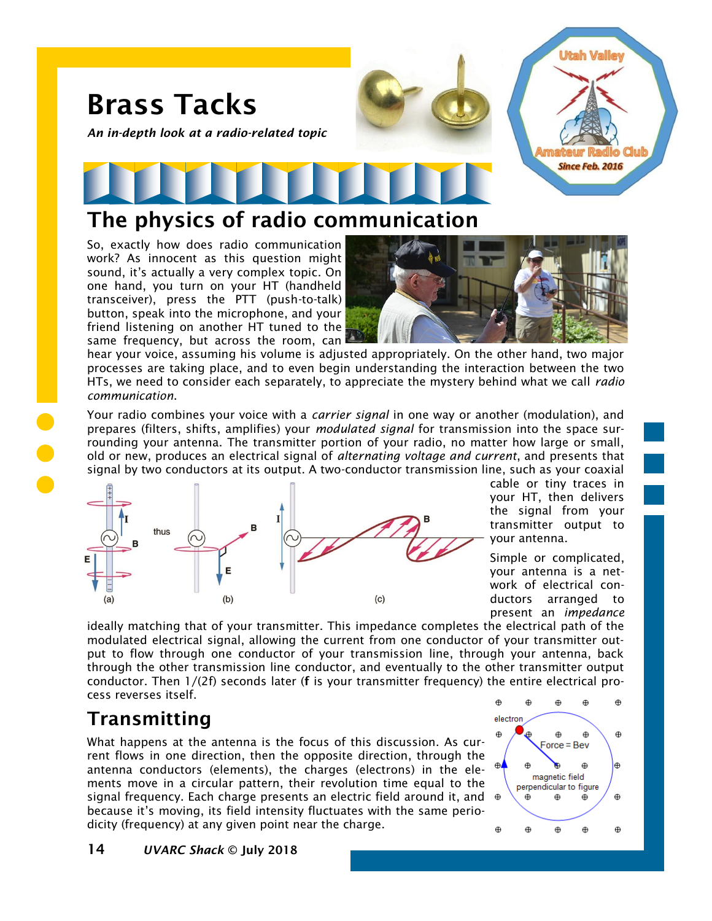# Brass Tacks

***An in-depth look at a radio-related topic***

## The physics of radio communication

So, exactly how does radio communication work? As innocent as this question might sound, it's actually a very complex topic. On one hand, you turn on your HT (handheld transceiver), press the PTT (push-to-talk) button, speak into the microphone, and your friend listening on another HT tuned to the same frequency, but across the room, can hear your voice, assuming his volume is adjusted appropriately. On the other hand, two major processes are taking place, and to even begin understanding the interaction between the two HTs, we need to consider each separately, to appreciate the mystery behind what we call *radio communication*.

Your radio combines your voice with a *carrier signal* in one way or another (modulation), and prepares (filters, shifts, amplifies) your *modulated signal* for transmission into the space surrounding your antenna. The transmitter portion of your radio, no matter how large or small, old or new, produces an electrical signal of *alternating voltage and current*, and presents that signal by two conductors at its output. A two-conductor transmission line, such as your coaxial cable or tiny traces in your HT, then delivers the signal from your transmitter output to your antenna.

Simple or complicated, your antenna is a network of electrical conductors arranged to present an *impedance* ideally matching that of your transmitter. This impedance completes the electrical path of the modulated electrical signal, allowing the current from one conductor of your transmitter output to flow through one conductor of your transmission line, through your antenna, back through the other transmission line conductor, and eventually to the other transmitter output conductor. Then $1/(2f)$ seconds later (**f** is your transmitter frequency) the entire electrical process reverses itself.

## Transmitting

What happens at the antenna is the focus of this discussion. As current flows in one direction, then the opposite direction, through the antenna conductors (elements), the charges (electrons) in the elements move in a circular pattern, their revolution time equal to the signal frequency. Each charge presents an electric field around it, and because it's moving, its field intensity fluctuates with the same periodicity (frequency) at any given point near the charge.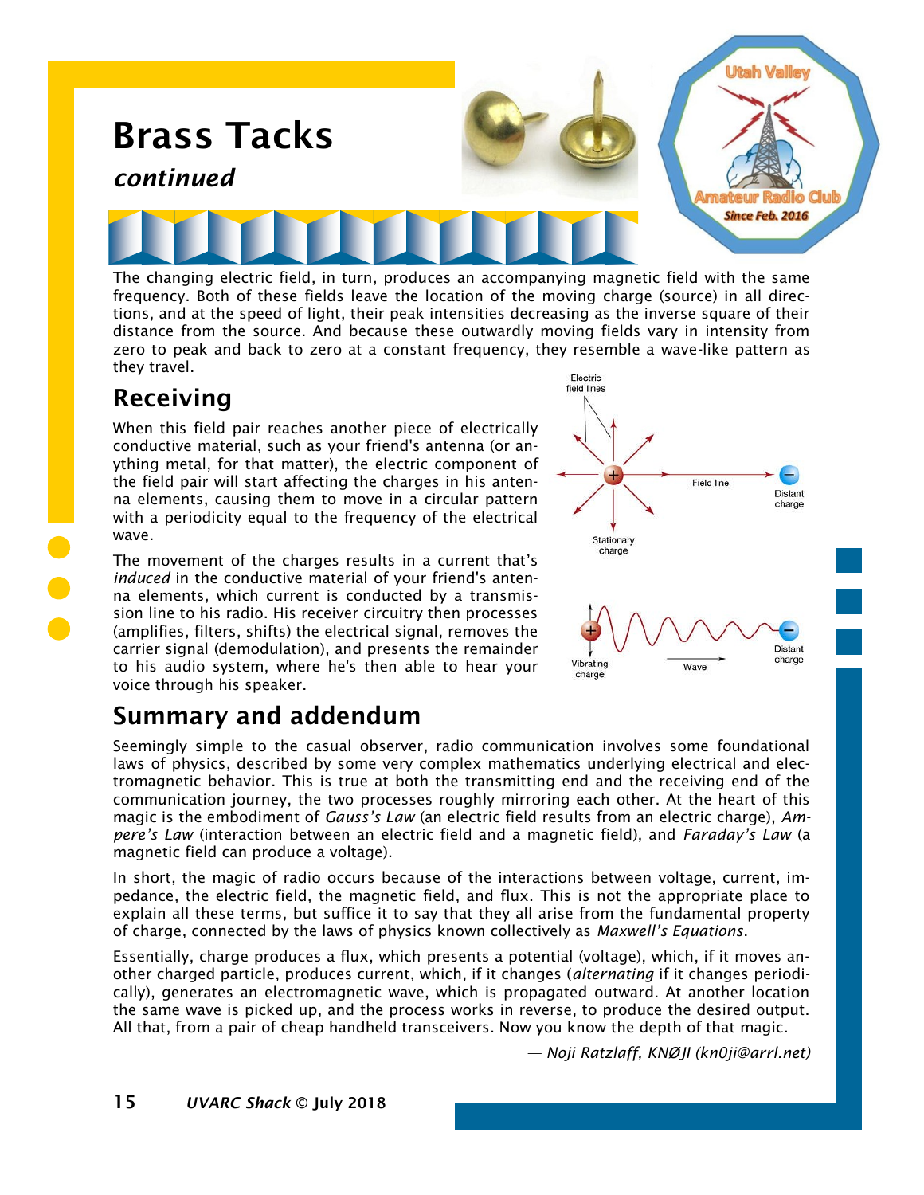# Brass Tacks

***continued***

The changing electric field, in turn, produces an accompanying magnetic field with the same frequency. Both of these fields leave the location of the moving charge (source) in all directions, and at the speed of light, their peak intensities decreasing as the inverse square of their distance from the source. And because these outwardly moving fields vary in intensity from zero to peak and back to zero at a constant frequency, they resemble a wave-like pattern as they travel.

## Receiving

When this field pair reaches another piece of electrically conductive material, such as your friend's antenna (or anything metal, for that matter), the electric component of the field pair will start affecting the charges in his antenna elements, causing them to move in a circular pattern with a periodicity equal to the frequency of the electrical wave.

The movement of the charges results in a current that's *induced* in the conductive material of your friend's antenna elements, which current is conducted by a transmission line to his radio. His receiver circuitry then processes (amplifies, filters, shifts) the electrical signal, removes the carrier signal (demodulation), and presents the remainder to his audio system, where he's then able to hear your voice through his speaker.

Electric field lines

Field line

Distant charge

Stationary charge

Vibrating charge

Wave

Distant charge

## Summary and addendum

Seemingly simple to the casual observer, radio communication involves some foundational laws of physics, described by some very complex mathematics underlying electrical and electromagnetic behavior. This is true at both the transmitting end and the receiving end of the communication journey, the two processes roughly mirroring each other. At the heart of this magic is the embodiment of *Gauss's Law* (an electric field results from an electric charge), *Ampere's Law* (interaction between an electric field and a magnetic field), and *Faraday's Law* (a magnetic field can produce a voltage).

In short, the magic of radio occurs because of the interactions between voltage, current, impedance, the electric field, the magnetic field, and flux. This is not the appropriate place to explain all these terms, but suffice it to say that they all arise from the fundamental property of charge, connected by the laws of physics known collectively as *Maxwell's Equations*.

Essentially, charge produces a flux, which presents a potential (voltage), which, if it moves another charged particle, produces current, which, if it changes (*alternating* if it changes periodically), generates an electromagnetic wave, which is propagated outward. At another location the same wave is picked up, and the process works in reverse, to produce the desired output. All that, from a pair of cheap handheld transceivers. Now you know the depth of that magic.

*— Noji Ratzlaff, KNØJI (kn0ji@arrl.net)*